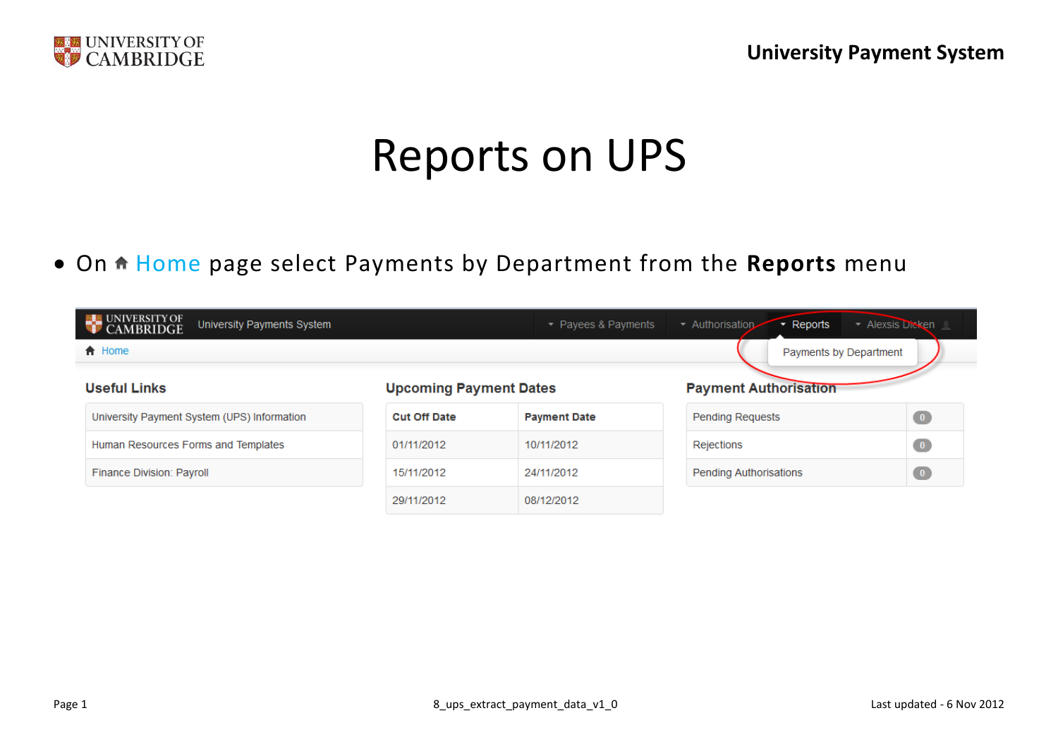# Reports on UPS

- On Home page select Payments by Department from the **Reports** menu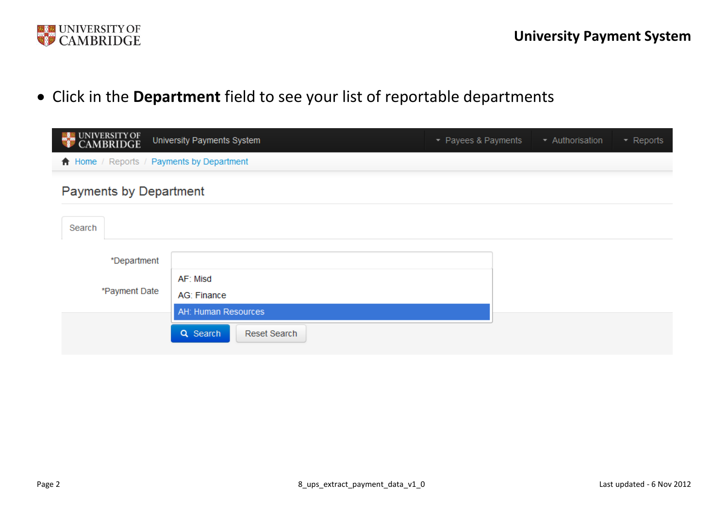- Click in the **Department** field to see your list of reportable departments

University Payments System

Payees & Payments | Authorisation | Reports

Home / Reports / Payments by Department

Payments by Department

Search

*Department

AF: Misd

AG: Finance

AH: Human Resources

*Payment Date

Search | Reset Search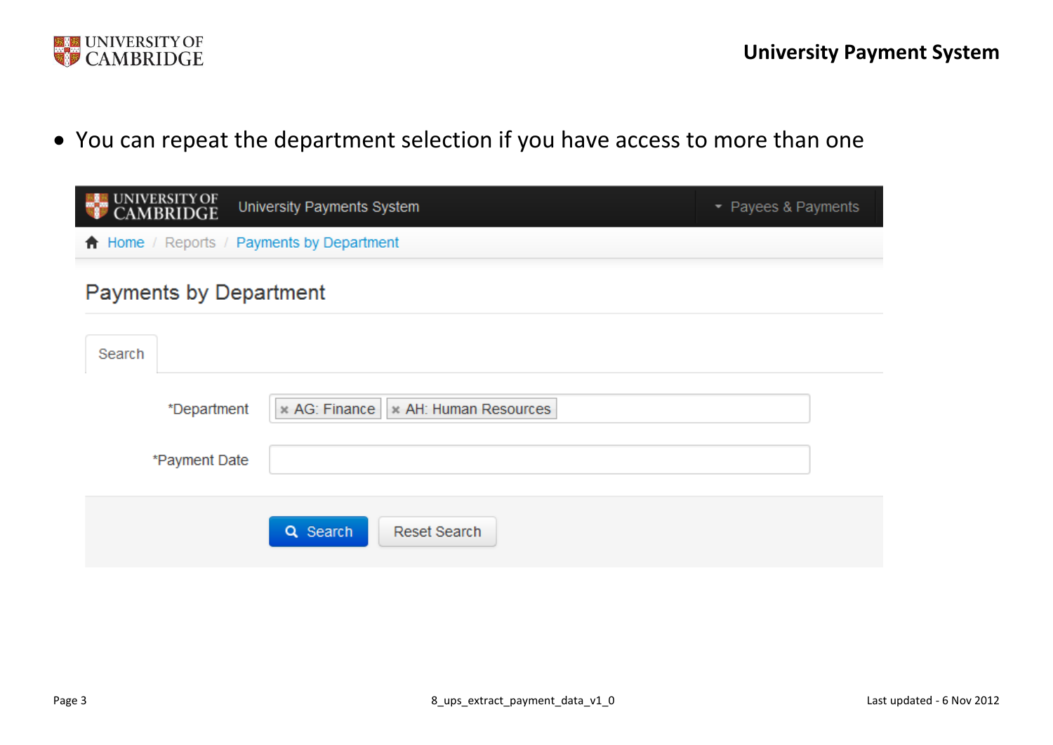- You can repeat the department selection if you have access to more than one

UNIVERSITY OF CAMBRIDGE University Payments System ▾ Payees & Payments

Home / Reports / Payments by Department

Payments by Department

Search

*Department × AG: Finance × AH: Human Resources

*Payment Date

Search Reset Search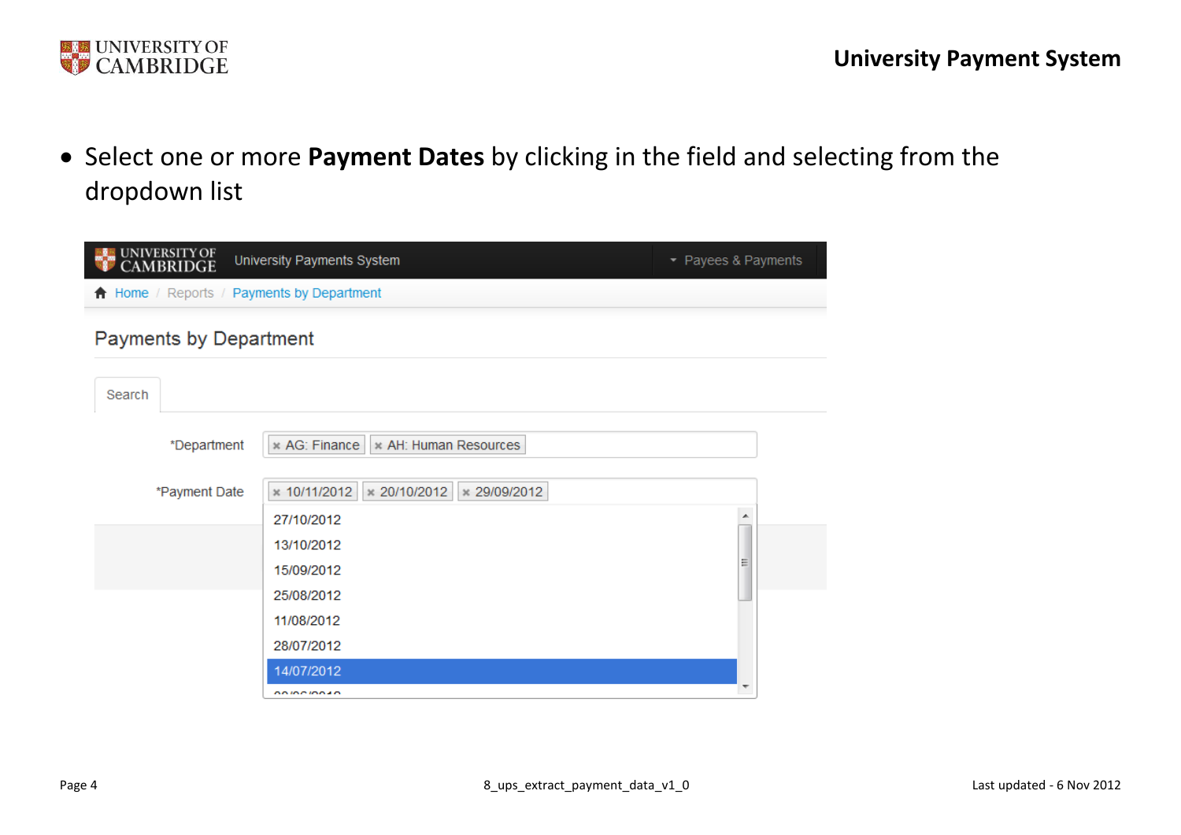- Select one or more **Payment Dates** by clicking in the field and selecting from the dropdown list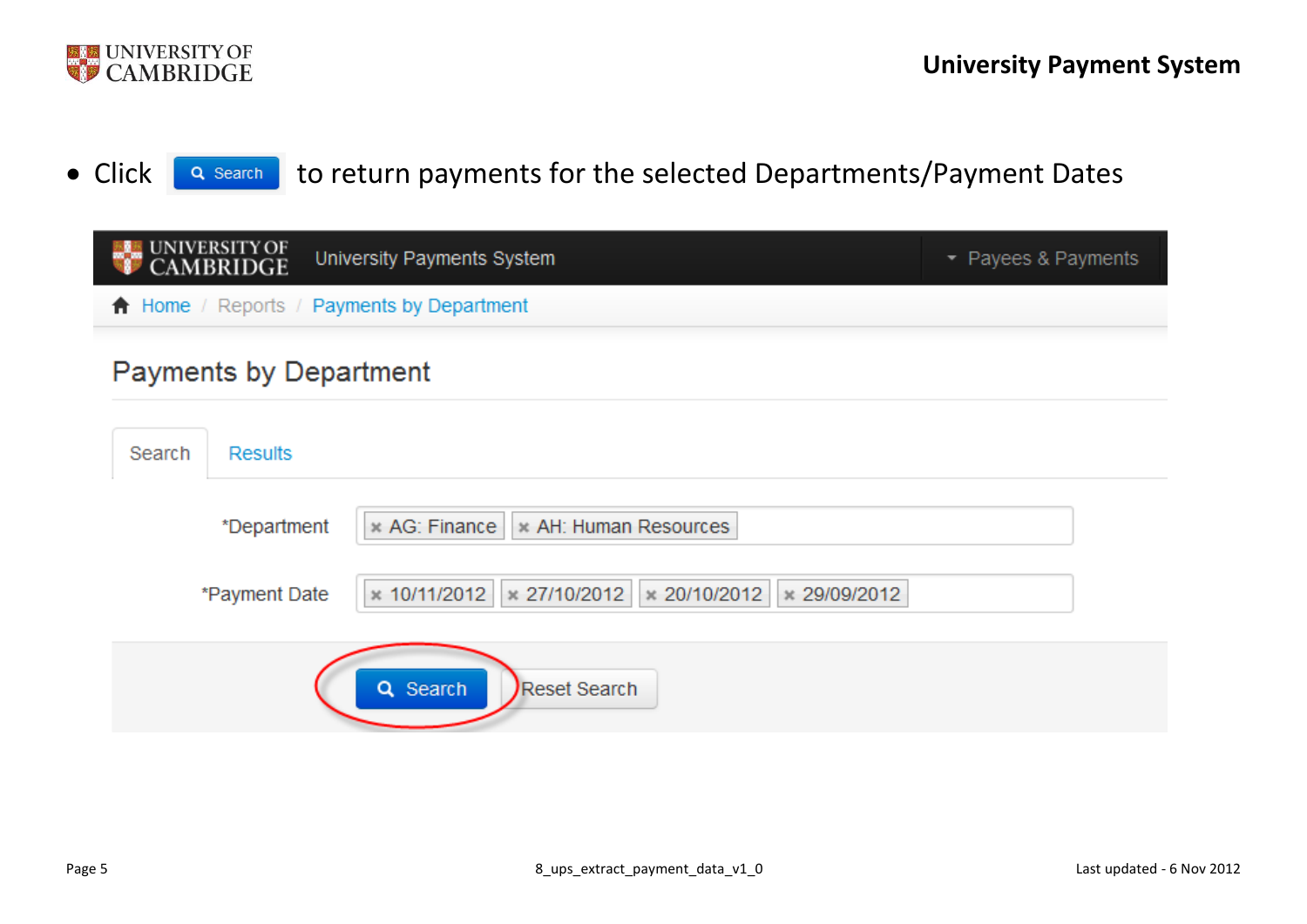- Click **Search** to return payments for the selected Departments/Payment Dates

Payments by Department

Search | Results

*Department: AG: Finance, AH: Human Resources

*Payment Date: 10/11/2012, 27/10/2012, 20/10/2012, 29/09/2012

Search | Reset Search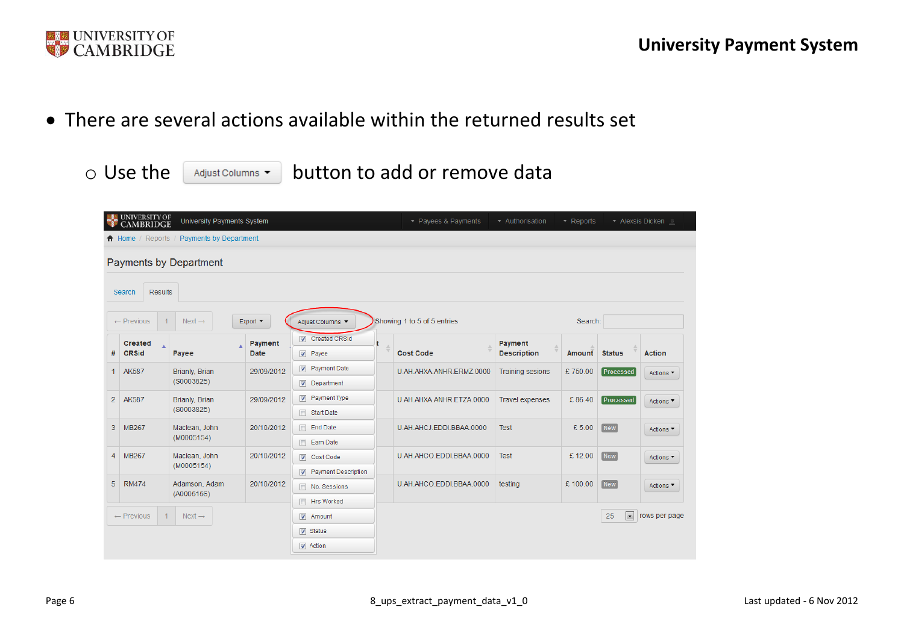- There are several actions available within the returned results set
  - Use the Adjust Columns button to add or remove data

Payments by Department

Search | Results

← Previous | 1 | Next → | Export | Adjust Columns | Showing 1 to 5 of 5 entries | Search:

Adjust Columns options:
- [x] Created CRSid
- [x] Payee
- [x] Payment Date
- [x] Department
- [x] Payment Type
- [ ] Start Date
- [ ] End Date
- [ ] Earn Date
- [x] Cost Code
- [x] Payment Description
- [ ] No. Sessions
- [ ] Hrs Worked
- [x] Amount
- [x] Status
- [x] Action

| # | Created CRSid | Payee | Payment Date | Cost Code | Payment Description | Amount | Status | Action |
|---|---|---|---|---|---|---|---|---|
| 1 | AK587 | Brianly, Brian (S0003825) | 29/09/2012 | U.AH.AHXA.ANHR.ERMZ.0000 | Training sesions | £ 750.00 | Processed | Actions |
| 2 | AK587 | Brianly, Brian (S0003825) | 29/09/2012 | U.AH.AHXA.ANHR.ETZA.0000 | Travel expenses | £ 86.40 | Processed | Actions |
| 3 | MB267 | Maclean, John (M0005154) | 20/10/2012 | U.AH.AHCJ.EDDI.BBAA.0000 | Test | £ 5.00 | New | Actions |
| 4 | MB267 | Maclean, John (M0005154) | 20/10/2012 | U.AH.AHCO.EDDI.BBAA.0000 | Test | £ 12.00 | New | Actions |
| 5 | RM474 | Adamson, Adam (A0005156) | 20/10/2012 | U.AH.AHCO.EDDI.BBAA.0000 | testing | £ 100.00 | New | Actions |

← Previous | 1 | Next → | 25 rows per page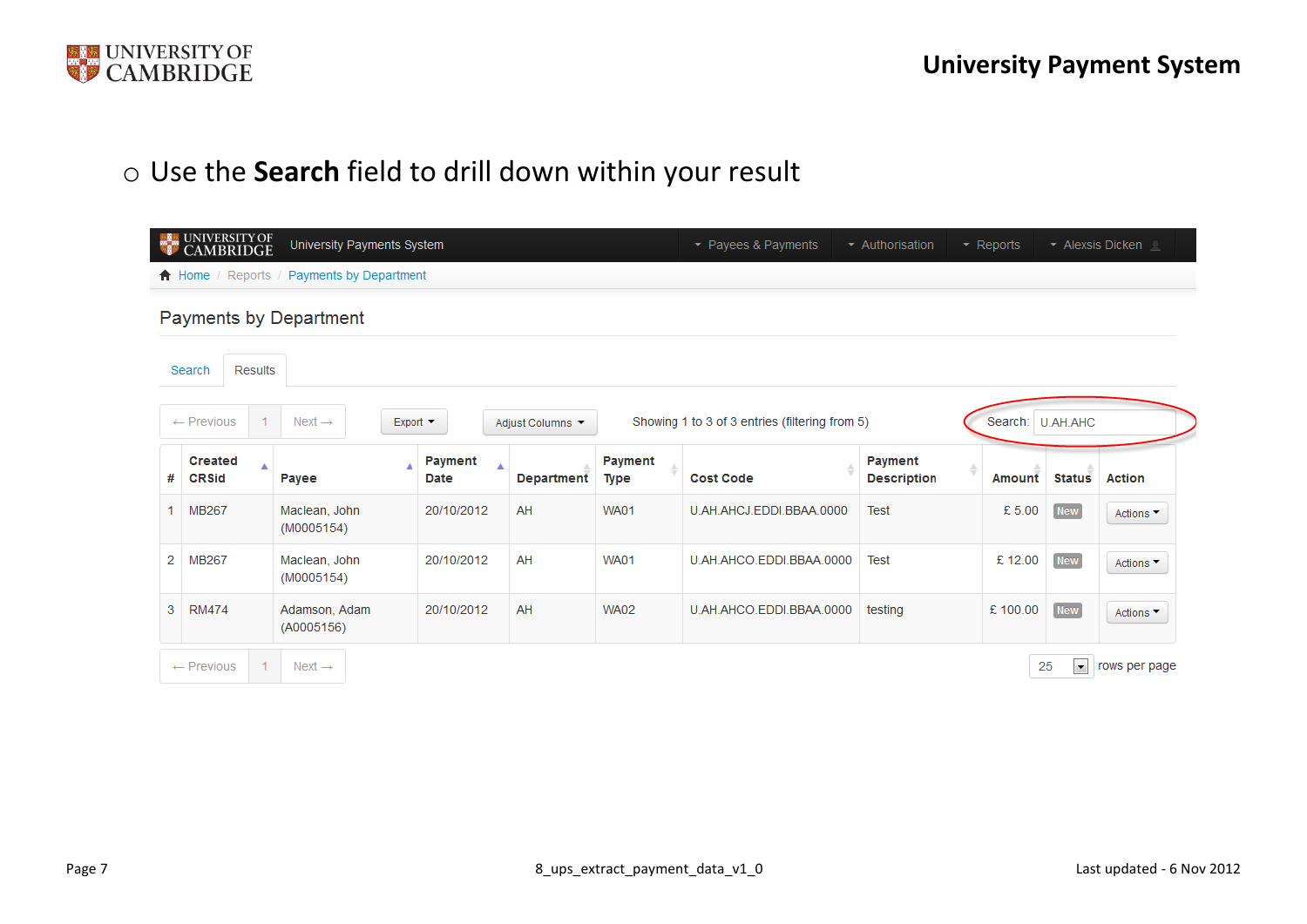- Use the **Search** field to drill down within your result

University Payments System | Payees & Payments | Authorisation | Reports | Alexsis Dicken

Home / Reports / Payments by Department

## Payments by Department

Search | Results

← Previous | 1 | Next → | Export | Adjust Columns | Showing 1 to 3 of 3 entries (filtering from 5) | Search: U.AH.AHC

| # | Created CRSid | Payee | Payment Date | Department | Payment Type | Cost Code | Payment Description | Amount | Status | Action |
|---|---|---|---|---|---|---|---|---|---|---|
| 1 | MB267 | Maclean, John (M0005154) | 20/10/2012 | AH | WA01 | U.AH.AHCJ.EDDI.BBAA.0000 | Test | £ 5.00 | New | Actions |
| 2 | MB267 | Maclean, John (M0005154) | 20/10/2012 | AH | WA01 | U.AH.AHCO.EDDI.BBAA.0000 | Test | £ 12.00 | New | Actions |
| 3 | RM474 | Adamson, Adam (A0005156) | 20/10/2012 | AH | WA02 | U.AH.AHCO.EDDI.BBAA.0000 | testing | £ 100.00 | New | Actions |

← Previous | 1 | Next → | 25 rows per page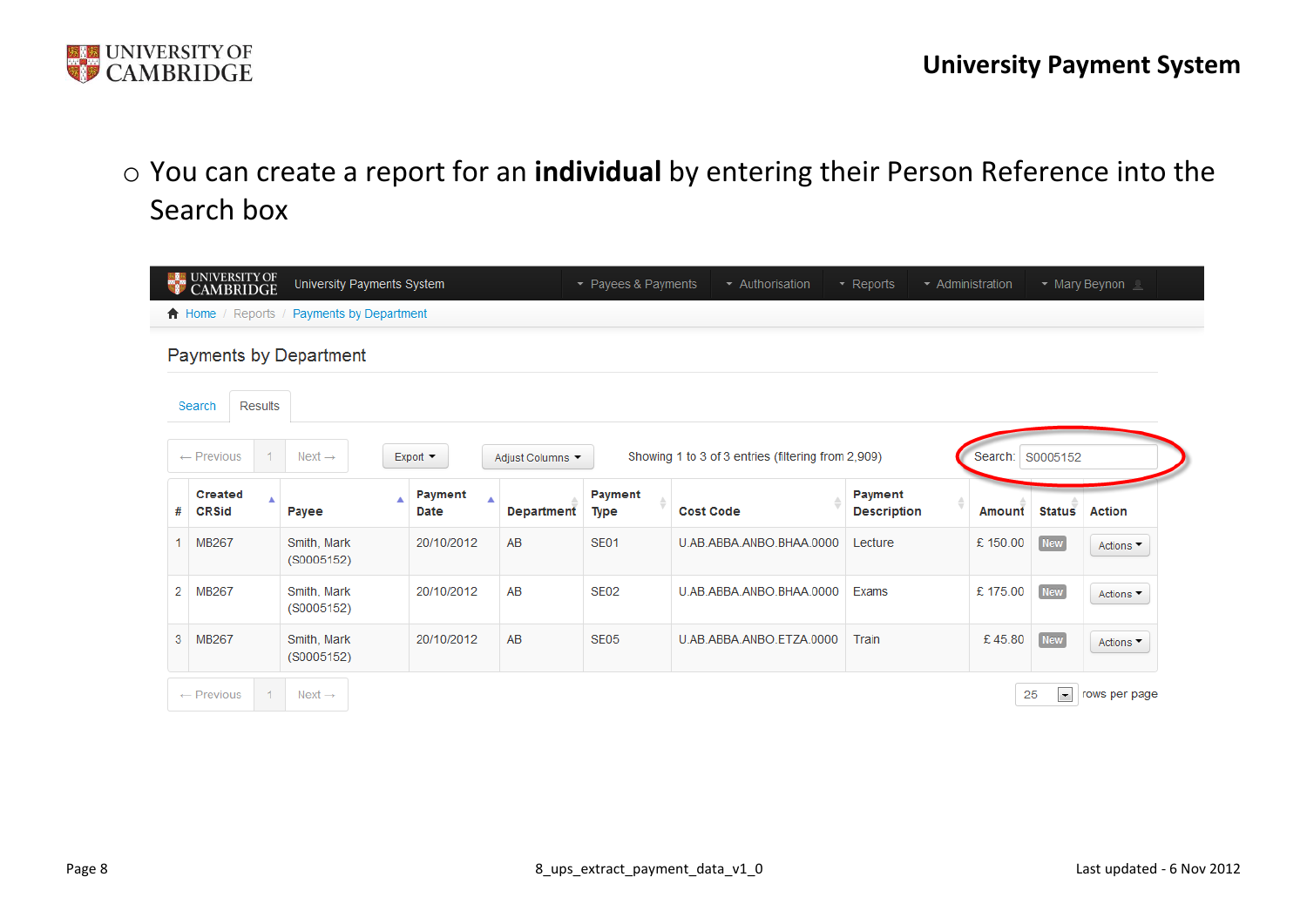- You can create a report for an **individual** by entering their Person Reference into the Search box

UNIVERSITY OF CAMBRIDGE University Payments System | Payees & Payments | Authorisation | Reports | Administration | Mary Beynon

Home / Reports / Payments by Department

Payments by Department

Search | Results

← Previous | 1 | Next → | Export | Adjust Columns | Showing 1 to 3 of 3 entries (filtering from 2,909) | Search: S0005152

| # | Created CRSid | Payee | Payment Date | Department | Payment Type | Cost Code | Payment Description | Amount | Status | Action |
|---|---|---|---|---|---|---|---|---|---|---|
| 1 | MB267 | Smith, Mark (S0005152) | 20/10/2012 | AB | SE01 | U.AB.ABBA.ANBO.BHAA.0000 | Lecture | £ 150.00 | New | Actions |
| 2 | MB267 | Smith, Mark (S0005152) | 20/10/2012 | AB | SE02 | U.AB.ABBA.ANBO.BHAA.0000 | Exams | £ 175.00 | New | Actions |
| 3 | MB267 | Smith, Mark (S0005152) | 20/10/2012 | AB | SE05 | U.AB.ABBA.ANBO.ETZA.0000 | Train | £ 45.80 | New | Actions |

← Previous | 1 | Next → | 25 rows per page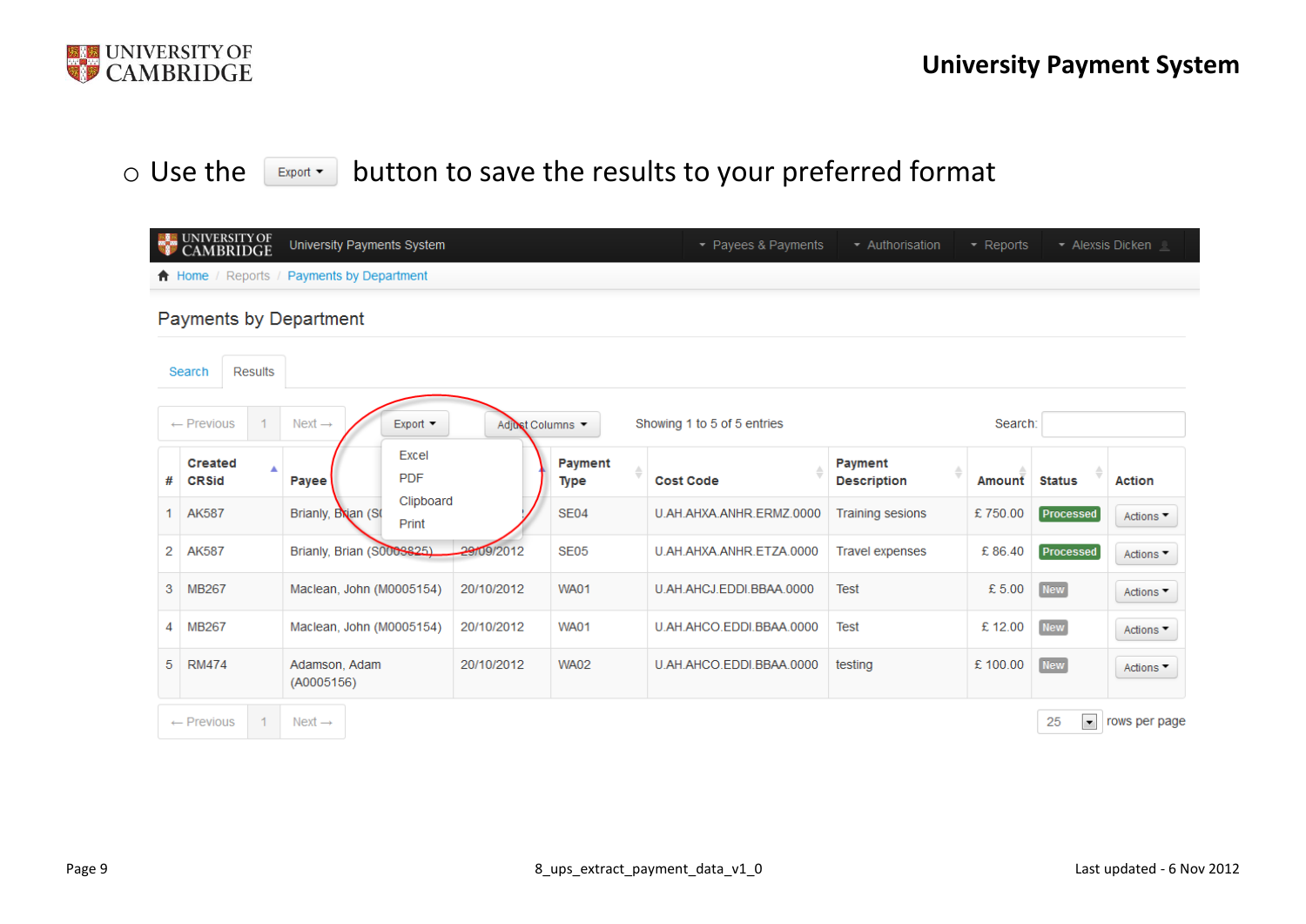- Use the Export button to save the results to your preferred format

University Payments System | Payees & Payments | Authorisation | Reports | Alexsis Dicken

Home / Reports / Payments by Department

## Payments by Department

Search | Results

← Previous | 1 | Next → | Export | Adjust Columns | Showing 1 to 5 of 5 entries | Search:

Export menu: Excel, PDF, Clipboard, Print

| # | Created CRSid | Payee | | Payment Type | Cost Code | Payment Description | Amount | Status | Action |
|---|---|---|---|---|---|---|---|---|---|
| 1 | AK587 | Brianly, Brian (S… | | SE04 | U.AH.AHXA.ANHR.ERMZ.0000 | Training sesions | £ 750.00 | Processed | Actions |
| 2 | AK587 | Brianly, Brian (S0003825) | 29/09/2012 | SE05 | U.AH.AHXA.ANHR.ETZA.0000 | Travel expenses | £ 86.40 | Processed | Actions |
| 3 | MB267 | Maclean, John (M0005154) | 20/10/2012 | WA01 | U.AH.AHCJ.EDDI.BBAA.0000 | Test | £ 5.00 | New | Actions |
| 4 | MB267 | Maclean, John (M0005154) | 20/10/2012 | WA01 | U.AH.AHCO.EDDI.BBAA.0000 | Test | £ 12.00 | New | Actions |
| 5 | RM474 | Adamson, Adam (A0005156) | 20/10/2012 | WA02 | U.AH.AHCO.EDDI.BBAA.0000 | testing | £ 100.00 | New | Actions |

← Previous | 1 | Next → | 25 rows per page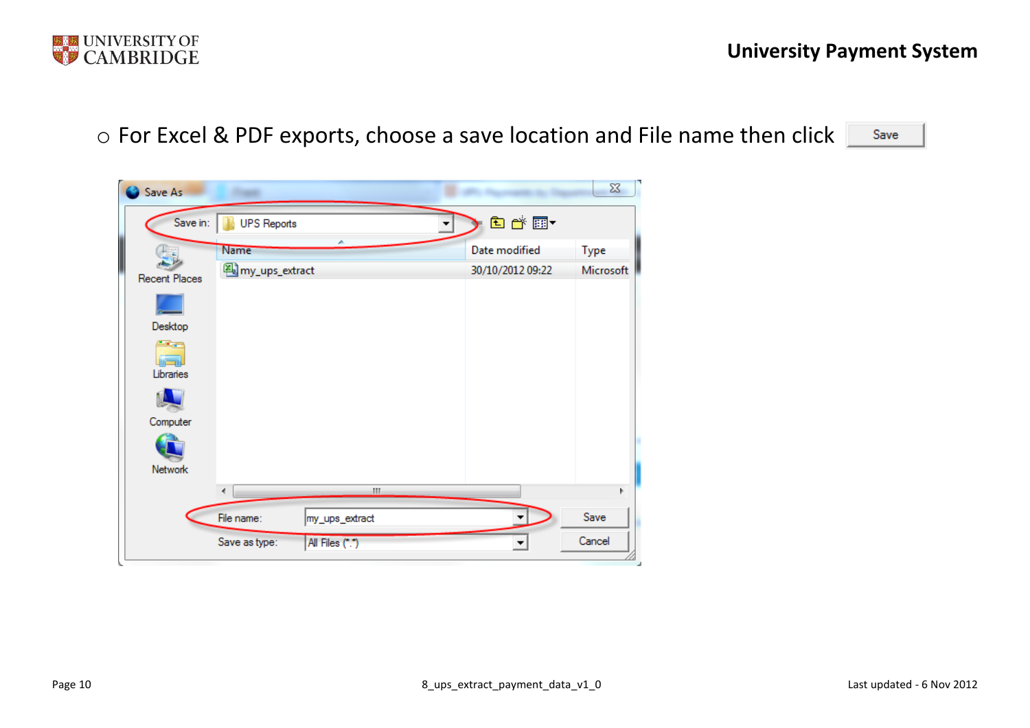- For Excel & PDF exports, choose a save location and File name then click Save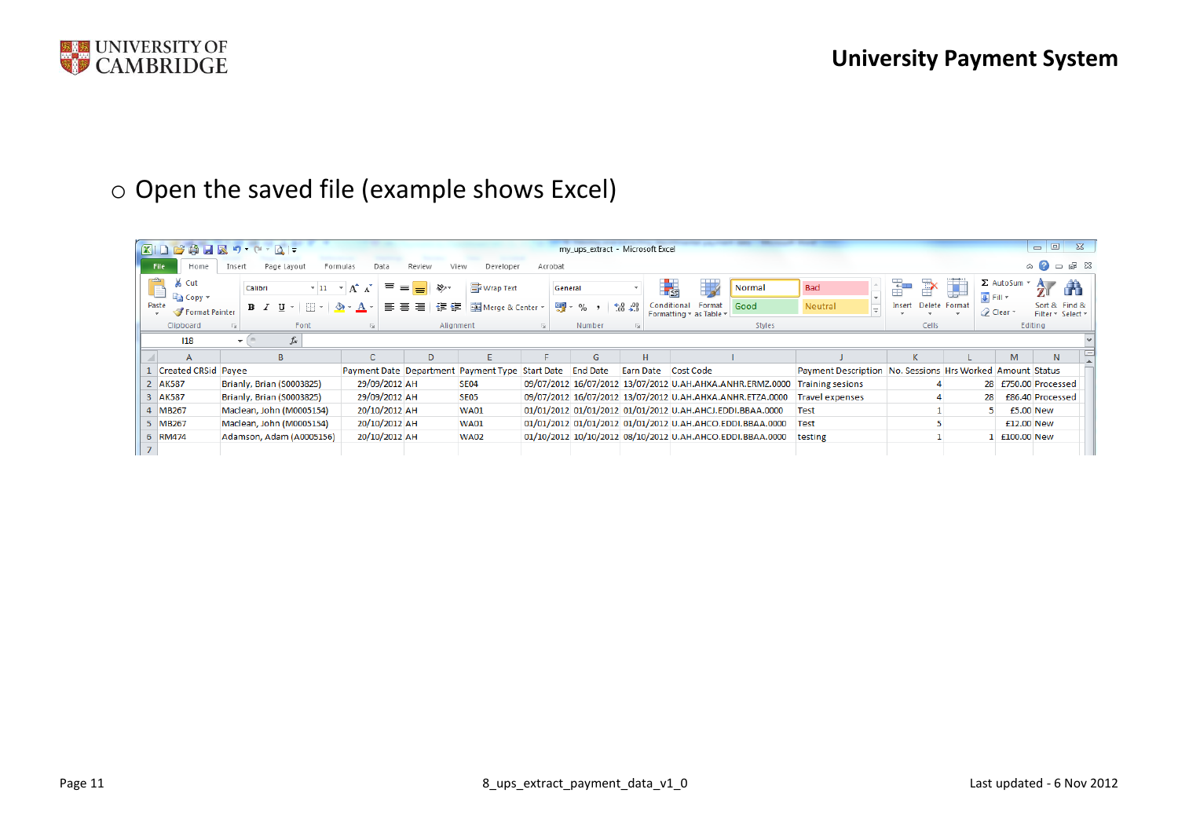- Open the saved file (example shows Excel)

| Created CRSid | Payee | Payment Date | Department | Payment Type | Start Date | End Date | Earn Date | Cost Code | Payment Description | No. Sessions | Hrs Worked | Amount | Status |
|---|---|---|---|---|---|---|---|---|---|---|---|---|---|
| AK587 | Brianly, Brian (S0003825) | 29/09/2012 | AH | SE04 | 09/07/2012 | 16/07/2012 | 13/07/2012 | U.AH.AHXA.ANHR.ERMZ.0000 | Training sesions | 4 | 28 | £750.00 | Processed |
| AK587 | Brianly, Brian (S0003825) | 29/09/2012 | AH | SE05 | 09/07/2012 | 16/07/2012 | 13/07/2012 | U.AH.AHXA.ANHR.ETZA.0000 | Travel expenses | 4 | 28 | £86.40 | Processed |
| MB267 | Maclean, John (M0005154) | 20/10/2012 | AH | WA01 | 01/01/2012 | 01/01/2012 | 01/01/2012 | U.AH.AHCJ.EDDI.BBAA.0000 | Test | 1 | 5 | £5.00 | New |
| MB267 | Maclean, John (M0005154) | 20/10/2012 | AH | WA01 | 01/01/2012 | 01/01/2012 | 01/01/2012 | U.AH.AHCO.EDDI.BBAA.0000 | Test | 5 | | £12.00 | New |
| RM474 | Adamson, Adam (A0005156) | 20/10/2012 | AH | WA02 | 01/10/2012 | 10/10/2012 | 08/10/2012 | U.AH.AHCO.EDDI.BBAA.0000 | testing | 1 | 1 | £100.00 | New |